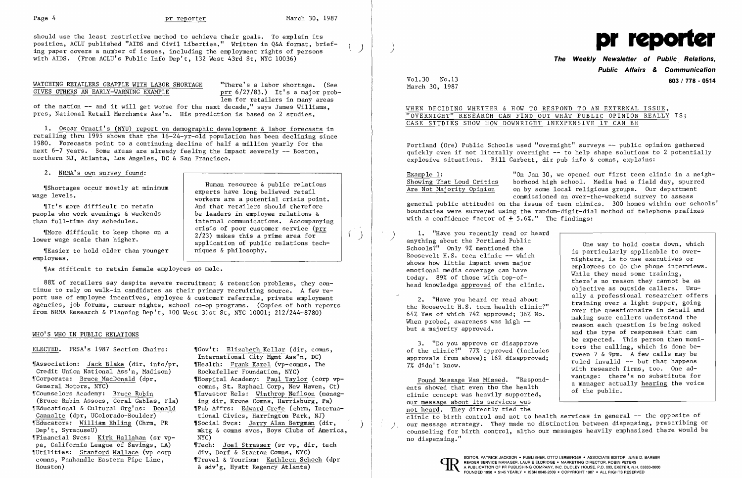should use the least restrictive method to achieve their goals. To explain its position, ACLU published "AIDS and Civil Liberties." Written in Q&A format, briefing paper covers a number of issues, including the employment rights of persons with AIDS. (From ACLU's Public Info Dep't, 132 West 43rd St, NYC 10036)

## WATCHING RETAILERS GRAPPLE WITH LABOR SHORTAGE GIVES OTHERS AN EARLY-WARNING EXAMPLE

"There's a labor shortage. (See prr 6/27/83.) It's a major problem for retailers in many areas of the nation -- and it will get worse for the next decade," says James Williams, pres, National Retail Merchants Ass'n. His prediction is based on 2 studies.

1. Oscar Ornati's (NYU) report on demographic development & labor forecasts in retailing thru 1995 shows that the 16-24-yr-old population has been declining since 1980. Forecasts point to a continuing decline of half a million yearly for the next 6-7 years. Some areas are already feeling the impact severely -- Boston, northern NJ, Atlanta, Los Angeles, DC & San Francisco.

2. NRMA's own survey found:

¶Shortages occur mostly at minimum wage levels.

¶It's more difficult to retain people who work evenings & weekends than full-time day schedules.

¶More difficult to keep those on a lower wage scale than higher.

¶Easier to hold older than younger employees.

¶As difficult to retain female employees as male.

> Human resource & public relations experts have long believed retail workers are a potential crisis point. And that retailers should therefore be leaders in employee relations & internal communications. Accompanying crisis of poor customer service (prr 2/23) makes this a prime area for application of public relations techniques & philosophy.

88% of retailers say despite severe recruitment & retention problems, they continue to rely on walk-in candidates as their primary recruiting source. A few report use of employee incentives, employee & customer referrals, private employment agencies, job forums, career nights, school co-op programs. (Copies of both reports from NRMA Research & Planning Dep't, 100 West 31st St, NYC 10001; 212/244-8780)

## WHO'S WHO IN PUBLIC RELATIONS

ELECTED. PRSA's 1987 Section Chairs:

¶Association: Jack Blake (dir, info/pr, Credit Union National Ass'n, Madison)
¶Corporate: Bruce MacDonald (dpr, General Motors, NYC)
¶Counselors Academy: Bruce Rubin (Bruce Rubin Assocs, Coral Gables, Fla)
¶Educational & Cultural Org'ns: Donald Cannalte (dpr, UColorado-Boulder)
¶Educators: William Ehling (Chrm, PR Dep't, SyracuseU)
¶Financial Svcs: Kirk Hallahan (sr vp-pa, California League of Savings, LA)
¶Utilities: Stanford Wallace (vp corp comns, Panhandle Eastern Pipe Line, Houston)
¶Gov't: Elizabeth Kellar (dir, comns, International City Mgmt Ass'n, DC)
¶Health: Frank Karel (vp-comns, The Rockefeller Foundation, NYC)
¶Hospital Academy: Paul Taylor (corp vp-comns, St. Raphael Corp, New Haven, Ct)
¶Investor Rels: Winthrop Neilson (managing dir, Krone Comns, Harrisburg, Pa)
¶Pub Affrs: Edward Grefe (chrm, International Civics, Harrington Park, NJ)
¶Social Svcs: Jerry Alan Bergman (dir, mktg & comns svcs, Boys Clubs of America, NYC)
¶Tech: Joel Strasser (sr vp, dir, tech div, Dorf & Stanton Comns, NYC)
¶Travel & Tourism: Kathleen Schoch (dpr & adv'g, Hyatt Regency Atlanta)

# pr reporter

**The Weekly Newsletter of Public Relations, Public Affairs & Communication**

603 / 778 - 0514

Vol.30 No.13
March 30, 1987

## WHEN DECIDING WHETHER & HOW TO RESPOND TO AN EXTERNAL ISSUE, "OVERNIGHT" RESEARCH CAN FIND OUT WHAT PUBLIC OPINION REALLY IS; CASE STUDIES SHOW HOW DOWNRIGHT INEXPENSIVE IT CAN BE

Portland (Ore) Public Schools used "overnight" surveys -- public opinion gathered quickly even if not literally overnight -- to help shape solutions to 2 potentially explosive situations. Bill Garbett, dir pub info & comns, explains:

**Example 1: Showing That Loud Critics Are Not Majority Opinion**

"On Jan 30, we opened our first teen clinic in a neighborhood high school. Media had a field day, spurred on by some local religious groups. Our department commissioned an over-the-weekend survey to assess general public attitudes on the issue of teen clinics. 300 homes within our schools' boundaries were surveyed using the random-digit-dial method of telephone prefixes with a confidence factor of $\pm$ 5.6%." The findings:

1. "Have you recently read or heard anything about the Portland Public Schools?" Only 9% mentioned the Roosevelt H.S. teen clinic -- which shows how little impact even major emotional media coverage can have today. 89% of those with top-of-head knowledge approved of the clinic.

2. "Have you heard or read about the Roosevelt H.S. teen health clinic?" 64% Yes of which 74% approved; 36% No. When probed, awareness was high -- but a majority approved.

3. "Do you approve or disapprove of the clinic?" 77% approved (includes approvals from above); 16% disapproved; 7% didn't know.

Found Message Was Missed. "Respondents showed that even tho the health clinic concept was heavily supported, our message about its services was not heard. They directly tied the clinic to birth control and not to health services in general -- the opposite of our message strategy. They made no distinction between dispensing, prescribing or counseling for birth control, altho our messages heavily emphasized there would be no dispensing."

> One way to hold costs down, which is particularly applicable to overnighters, is to use executives or employees to do the phone interviews. While they need some training, there's no reason they cannot be as objective as outside callers. Usually a professional researcher offers training over a light supper, going over the questionnaire in detail and making sure callers understand the reason each question is being asked and the type of responses that can be expected. This person then monitors the calling, which is done between 7 & 9pm. A few calls may be ruled invalid -- but that happens with research firms, too. One advantage: there's no substitute for a manager actually hearing the voice of the public.

EDITOR, PATRICK JACKSON • PUBLISHER, OTTO LERBINGER • ASSOCIATE EDITOR, JUNE D. BARBER
READER SERVICE MANAGER, LAURIE ELDRIDGE • MARKETING DIRECTOR, ROBIN PETERS
A PUBLICATION OF PR PUBLISHING COMPANY, INC. DUDLEY HOUSE, P.O. 600, EXETER, N.H. 03833-0600
FOUNDED 1958 • $145 YEARLY • ISSN 0048-2609 • COPYRIGHT 1987 • ALL RIGHTS RESERVED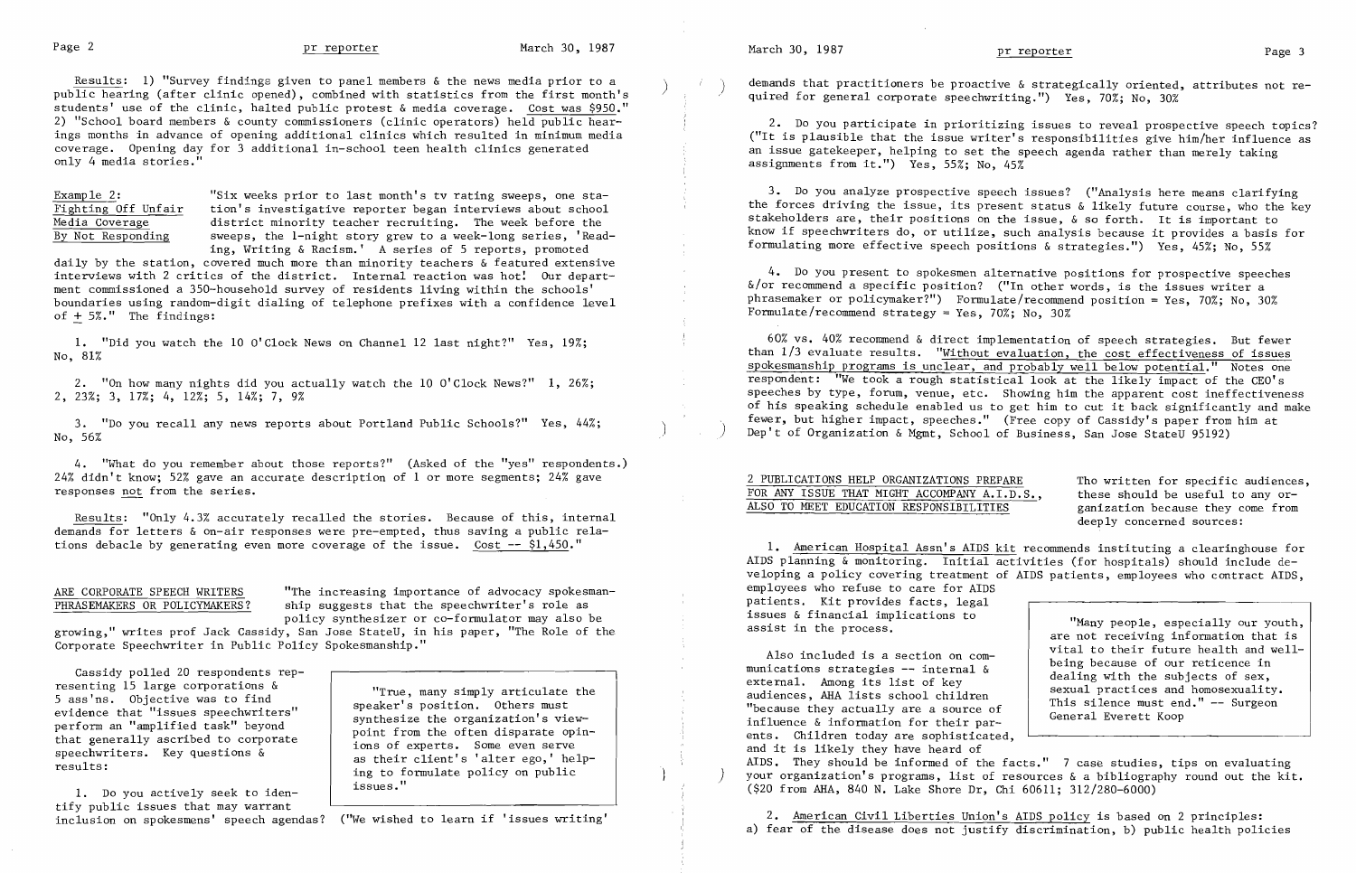Results: 1) "Survey findings given to panel members & the news media prior to a public hearing (after clinic opened), combined with statistics from the first month's students' use of the clinic, halted public protest & media coverage. Cost was $950." 2) "School board members & county commissioners (clinic operators) held public hearings months in advance of opening additional clinics which resulted in minimum media coverage. Opening day for 3 additional in-school teen health clinics generated only 4 media stories."

Example 2: Fighting Off Unfair Media Coverage By Not Responding

"Six weeks prior to last month's tv rating sweeps, one station's investigative reporter began interviews about school district minority teacher recruiting. The week before the sweeps, the 1-night story grew to a week-long series, 'Reading, Writing & Racism.' A series of 5 reports, promoted daily by the station, covered much more than minority teachers & featured extensive interviews with 2 critics of the district. Internal reaction was hot! Our department commissioned a 350-household survey of residents living within the schools' boundaries using random-digit dialing of telephone prefixes with a confidence level of ± 5%." The findings:

1. "Did you watch the 10 O'Clock News on Channel 12 last night?" Yes, 19%; No, 81%

2. "On how many nights did you actually watch the 10 O'Clock News?" 1, 26%; 2, 23%; 3, 17%; 4, 12%; 5, 14%; 7, 9%

3. "Do you recall any news reports about Portland Public Schools?" Yes, 44%; No, 56%

4. "What do you remember about those reports?" (Asked of the "yes" respondents.) 24% didn't know; 52% gave an accurate description of 1 or more segments; 24% gave responses not from the series.

Results: "Only 4.3% accurately recalled the stories. Because of this, internal demands for letters & on-air responses were pre-empted, thus saving a public relations debacle by generating even more coverage of the issue. Cost -- $1,450."

## ARE CORPORATE SPEECH WRITERS PHRASEMAKERS OR POLICYMAKERS?

"The increasing importance of advocacy spokesmanship suggests that the speechwriter's role as policy synthesizer or co-formulator may also be growing," writes prof Jack Cassidy, San Jose StateU, in his paper, "The Role of the Corporate Speechwriter in Public Policy Spokesmanship."

Cassidy polled 20 respondents representing 15 large corporations & 5 ass'ns. Objective was to find evidence that "issues speechwriters" perform an "amplified task" beyond that generally ascribed to corporate speechwriters. Key questions & results:

> "True, many simply articulate the speaker's position. Others must synthesize the organization's viewpoint from the often disparate opinions of experts. Some even serve as their client's 'alter ego,' helping to formulate policy on public issues."

1. Do you actively seek to identify public issues that may warrant inclusion on spokesmens' speech agendas? ("We wished to learn if 'issues writing' demands that practitioners be proactive & strategically oriented, attributes not required for general corporate speechwriting.") Yes, 70%; No, 30%

2. Do you participate in prioritizing issues to reveal prospective speech topics? ("It is plausible that the issue writer's responsibilities give him/her influence as an issue gatekeeper, helping to set the speech agenda rather than merely taking assignments from it.") Yes, 55%; No, 45%

3. Do you analyze prospective speech issues? ("Analysis here means clarifying the forces driving the issue, its present status & likely future course, who the key stakeholders are, their positions on the issue, & so forth. It is important to know if speechwriters do, or utilize, such analysis because it provides a basis for formulating more effective speech positions & strategies.") Yes, 45%; No, 55%

4. Do you present to spokesmen alternative positions for prospective speeches &/or recommend a specific position? ("In other words, is the issues writer a phrasemaker or policymaker?") Formulate/recommend position = Yes, 70%; No, 30%
Formulate/recommend strategy = Yes, 70%; No, 30%

60% vs. 40% recommend & direct implementation of speech strategies. But fewer than 1/3 evaluate results. "Without evaluation, the cost effectiveness of issues spokesmanship programs is unclear, and probably well below potential." Notes one respondent: "We took a rough statistical look at the likely impact of the CEO's speeches by type, forum, venue, etc. Showing him the apparent cost ineffectiveness of his speaking schedule enabled us to get him to cut it back significantly and make fewer, but higher impact, speeches." (Free copy of Cassidy's paper from him at Dep't of Organization & Mgmt, School of Business, San Jose StateU 95192)

## 2 PUBLICATIONS HELP ORGANIZATIONS PREPARE FOR ANY ISSUE THAT MIGHT ACCOMPANY A.I.D.S., ALSO TO MEET EDUCATION RESPONSIBILITIES

Tho written for specific audiences, these should be useful to any organization because they come from deeply concerned sources:

1. American Hospital Assn's AIDS kit recommends instituting a clearinghouse for AIDS planning & monitoring. Initial activities (for hospitals) should include developing a policy covering treatment of AIDS patients, employees who contract AIDS, employees who refuse to care for AIDS patients. Kit provides facts, legal issues & financial implications to assist in the process.

> "Many people, especially our youth, are not receiving information that is vital to their future health and well-being because of our reticence in dealing with the subjects of sex, sexual practices and homosexuality. This silence must end." -- Surgeon General Everett Koop

Also included is a section on communications strategies -- internal & external. Among its list of key audiences, AHA lists school children "because they actually are a source of influence & information for their parents. Children today are sophisticated, and it is likely they have heard of AIDS. They should be informed of the facts." 7 case studies, tips on evaluating your organization's programs, list of resources & a bibliography round out the kit. ($20 from AHA, 840 N. Lake Shore Dr, Chi 60611; 312/280-6000)

2. American Civil Liberties Union's AIDS policy is based on 2 principles: a) fear of the disease does not justify discrimination, b) public health policies